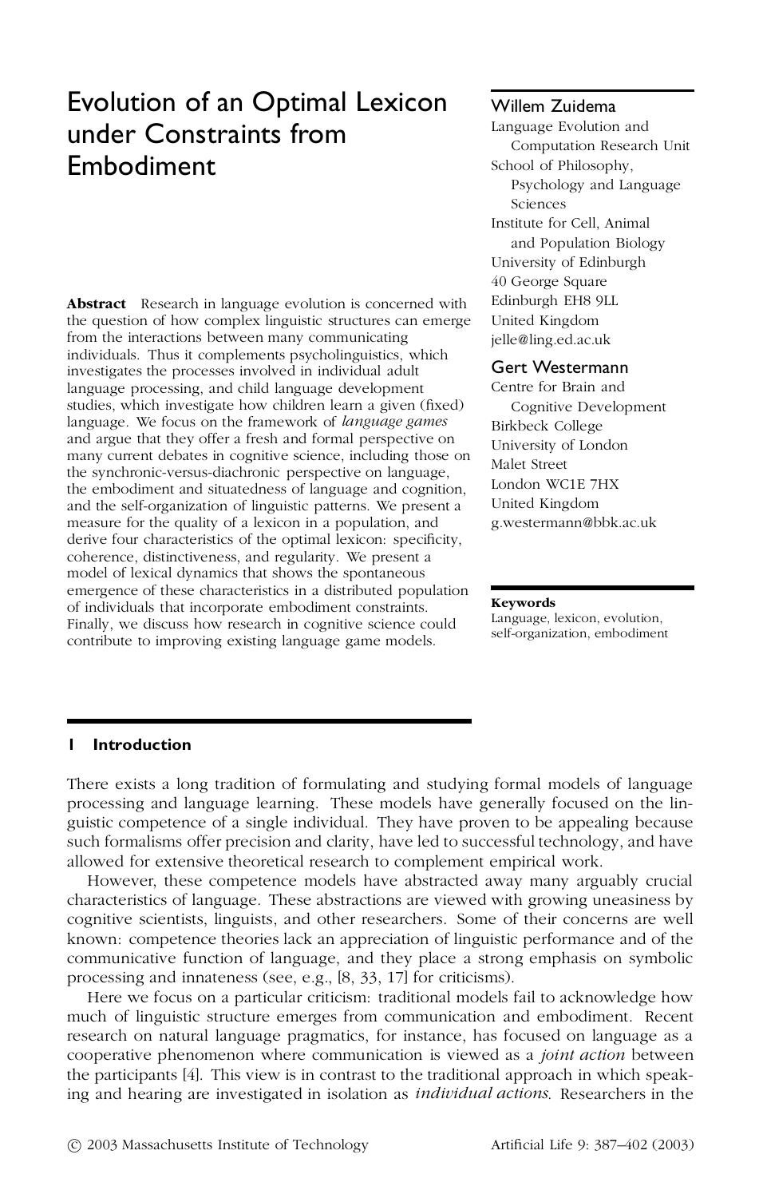# Evolution of an Optimal Lexicon under Constraints from Embodiment

**Willem Zuidema**
Language Evolution and Computation Research Unit
School of Philosophy, Psychology and Language Sciences
Institute for Cell, Animal and Population Biology
University of Edinburgh
40 George Square
Edinburgh EH8 9LL
United Kingdom
jelle@ling.ed.ac.uk

**Gert Westermann**
Centre for Brain and Cognitive Development
Birkbeck College
University of London
Malet Street
London WC1E 7HX
United Kingdom
g.westermann@bbk.ac.uk

**Abstract** Research in language evolution is concerned with the question of how complex linguistic structures can emerge from the interactions between many communicating individuals. Thus it complements psycholinguistics, which investigates the processes involved in individual adult language processing, and child language development studies, which investigate how children learn a given (fixed) language. We focus on the framework of *language games* and argue that they offer a fresh and formal perspective on many current debates in cognitive science, including those on the synchronic-versus-diachronic perspective on language, the embodiment and situatedness of language and cognition, and the self-organization of linguistic patterns. We present a measure for the quality of a lexicon in a population, and derive four characteristics of the optimal lexicon: specificity, coherence, distinctiveness, and regularity. We present a model of lexical dynamics that shows the spontaneous emergence of these characteristics in a distributed population of individuals that incorporate embodiment constraints. Finally, we discuss how research in cognitive science could contribute to improving existing language game models.

**Keywords**
Language, lexicon, evolution, self-organization, embodiment

## 1 Introduction

There exists a long tradition of formulating and studying formal models of language processing and language learning. These models have generally focused on the linguistic competence of a single individual. They have proven to be appealing because such formalisms offer precision and clarity, have led to successful technology, and have allowed for extensive theoretical research to complement empirical work.

However, these competence models have abstracted away many arguably crucial characteristics of language. These abstractions are viewed with growing uneasiness by cognitive scientists, linguists, and other researchers. Some of their concerns are well known: competence theories lack an appreciation of linguistic performance and of the communicative function of language, and they place a strong emphasis on symbolic processing and innateness (see, e.g., [8, 33, 17] for criticisms).

Here we focus on a particular criticism: traditional models fail to acknowledge how much of linguistic structure emerges from communication and embodiment. Recent research on natural language pragmatics, for instance, has focused on language as a cooperative phenomenon where communication is viewed as a *joint action* between the participants [4]. This view is in contrast to the traditional approach in which speaking and hearing are investigated in isolation as *individual actions*. Researchers in the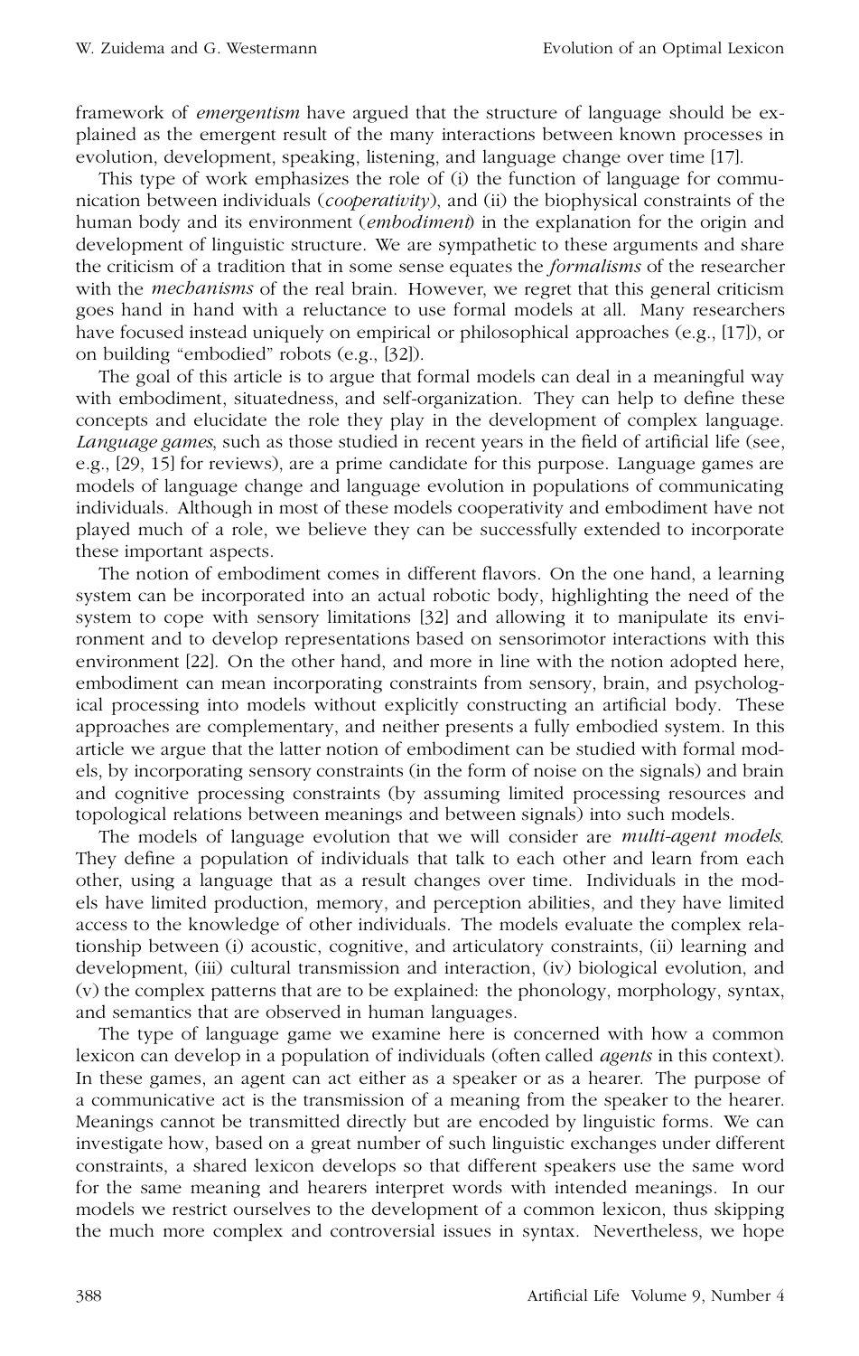framework of *emergentism* have argued that the structure of language should be explained as the emergent result of the many interactions between known processes in evolution, development, speaking, listening, and language change over time [17].

This type of work emphasizes the role of (i) the function of language for communication between individuals (*cooperativity*), and (ii) the biophysical constraints of the human body and its environment (*embodiment*) in the explanation for the origin and development of linguistic structure. We are sympathetic to these arguments and share the criticism of a tradition that in some sense equates the *formalisms* of the researcher with the *mechanisms* of the real brain. However, we regret that this general criticism goes hand in hand with a reluctance to use formal models at all. Many researchers have focused instead uniquely on empirical or philosophical approaches (e.g., [17]), or on building "embodied" robots (e.g., [32]).

The goal of this article is to argue that formal models can deal in a meaningful way with embodiment, situatedness, and self-organization. They can help to define these concepts and elucidate the role they play in the development of complex language. *Language games*, such as those studied in recent years in the field of artificial life (see, e.g., [29, 15] for reviews), are a prime candidate for this purpose. Language games are models of language change and language evolution in populations of communicating individuals. Although in most of these models cooperativity and embodiment have not played much of a role, we believe they can be successfully extended to incorporate these important aspects.

The notion of embodiment comes in different flavors. On the one hand, a learning system can be incorporated into an actual robotic body, highlighting the need of the system to cope with sensory limitations [32] and allowing it to manipulate its environment and to develop representations based on sensorimotor interactions with this environment [22]. On the other hand, and more in line with the notion adopted here, embodiment can mean incorporating constraints from sensory, brain, and psychological processing into models without explicitly constructing an artificial body. These approaches are complementary, and neither presents a fully embodied system. In this article we argue that the latter notion of embodiment can be studied with formal models, by incorporating sensory constraints (in the form of noise on the signals) and brain and cognitive processing constraints (by assuming limited processing resources and topological relations between meanings and between signals) into such models.

The models of language evolution that we will consider are *multi-agent models*. They define a population of individuals that talk to each other and learn from each other, using a language that as a result changes over time. Individuals in the models have limited production, memory, and perception abilities, and they have limited access to the knowledge of other individuals. The models evaluate the complex relationship between (i) acoustic, cognitive, and articulatory constraints, (ii) learning and development, (iii) cultural transmission and interaction, (iv) biological evolution, and (v) the complex patterns that are to be explained: the phonology, morphology, syntax, and semantics that are observed in human languages.

The type of language game we examine here is concerned with how a common lexicon can develop in a population of individuals (often called *agents* in this context). In these games, an agent can act either as a speaker or as a hearer. The purpose of a communicative act is the transmission of a meaning from the speaker to the hearer. Meanings cannot be transmitted directly but are encoded by linguistic forms. We can investigate how, based on a great number of such linguistic exchanges under different constraints, a shared lexicon develops so that different speakers use the same word for the same meaning and hearers interpret words with intended meanings. In our models we restrict ourselves to the development of a common lexicon, thus skipping the much more complex and controversial issues in syntax. Nevertheless, we hope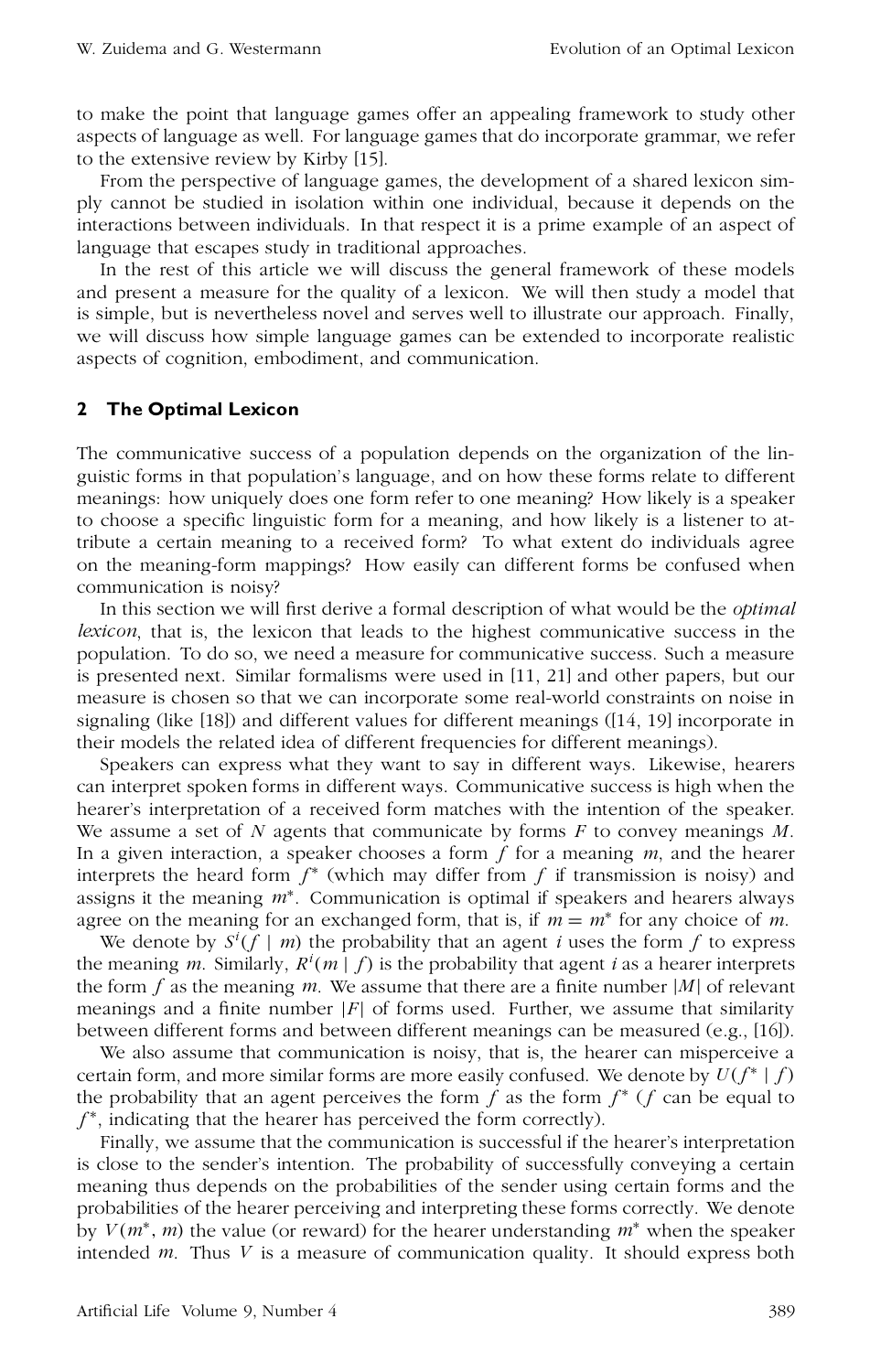to make the point that language games offer an appealing framework to study other aspects of language as well. For language games that do incorporate grammar, we refer to the extensive review by Kirby [15].

From the perspective of language games, the development of a shared lexicon simply cannot be studied in isolation within one individual, because it depends on the interactions between individuals. In that respect it is a prime example of an aspect of language that escapes study in traditional approaches.

In the rest of this article we will discuss the general framework of these models and present a measure for the quality of a lexicon. We will then study a model that is simple, but is nevertheless novel and serves well to illustrate our approach. Finally, we will discuss how simple language games can be extended to incorporate realistic aspects of cognition, embodiment, and communication.

## 2 The Optimal Lexicon

The communicative success of a population depends on the organization of the linguistic forms in that population's language, and on how these forms relate to different meanings: how uniquely does one form refer to one meaning? How likely is a speaker to choose a specific linguistic form for a meaning, and how likely is a listener to attribute a certain meaning to a received form? To what extent do individuals agree on the meaning-form mappings? How easily can different forms be confused when communication is noisy?

In this section we will first derive a formal description of what would be the *optimal lexicon*, that is, the lexicon that leads to the highest communicative success in the population. To do so, we need a measure for communicative success. Such a measure is presented next. Similar formalisms were used in [11, 21] and other papers, but our measure is chosen so that we can incorporate some real-world constraints on noise in signaling (like [18]) and different values for different meanings ([14, 19] incorporate in their models the related idea of different frequencies for different meanings).

Speakers can express what they want to say in different ways. Likewise, hearers can interpret spoken forms in different ways. Communicative success is high when the hearer's interpretation of a received form matches with the intention of the speaker. We assume a set of $N$ agents that communicate by forms $F$ to convey meanings $M$. In a given interaction, a speaker chooses a form $f$ for a meaning $m$, and the hearer interprets the heard form $f^*$ (which may differ from $f$ if transmission is noisy) and assigns it the meaning $m^*$. Communication is optimal if speakers and hearers always agree on the meaning for an exchanged form, that is, if $m = m^*$ for any choice of $m$.

We denote by $S^i(f \mid m)$ the probability that an agent $i$ uses the form $f$ to express the meaning $m$. Similarly, $R^i(m \mid f)$ is the probability that agent $i$ as a hearer interprets the form $f$ as the meaning $m$. We assume that there are a finite number $|M|$ of relevant meanings and a finite number $|F|$ of forms used. Further, we assume that similarity between different forms and between different meanings can be measured (e.g., [16]).

We also assume that communication is noisy, that is, the hearer can misperceive a certain form, and more similar forms are more easily confused. We denote by $U(f^* \mid f)$ the probability that an agent perceives the form $f$ as the form $f^*$ ($f$ can be equal to $f^*$, indicating that the hearer has perceived the form correctly).

Finally, we assume that the communication is successful if the hearer's interpretation is close to the sender's intention. The probability of successfully conveying a certain meaning thus depends on the probabilities of the sender using certain forms and the probabilities of the hearer perceiving and interpreting these forms correctly. We denote by $V(m^*, m)$ the value (or reward) for the hearer understanding $m^*$ when the speaker intended $m$. Thus $V$ is a measure of communication quality. It should express both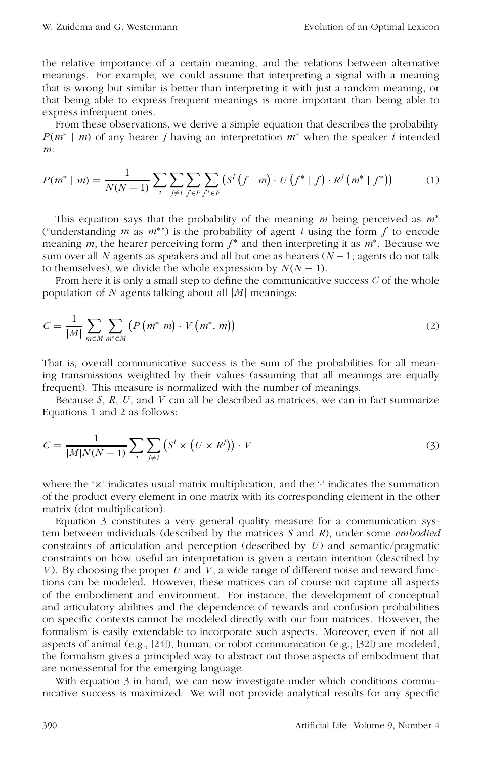the relative importance of a certain meaning, and the relations between alternative meanings. For example, we could assume that interpreting a signal with a meaning that is wrong but similar is better than interpreting it with just a random meaning, or that being able to express frequent meanings is more important than being able to express infrequent ones.

From these observations, we derive a simple equation that describes the probability $P(m^* \mid m)$ of any hearer $j$ having an interpretation $m^*$ when the speaker $i$ intended $m$:

$$P(m^* \mid m) = \frac{1}{N(N-1)} \sum_i \sum_{j \neq i} \sum_{f \in F} \sum_{f^* \in F} \left( S^i \left( f \mid m \right) \cdot U \left( f^* \mid f \right) \cdot R^j \left( m^* \mid f^* \right) \right) \tag{1}$$

This equation says that the probability of the meaning $m$ being perceived as $m^*$ ("understanding $m$ as $m^*$") is the probability of agent $i$ using the form $f$ to encode meaning $m$, the hearer perceiving form $f^*$ and then interpreting it as $m^*$. Because we sum over all $N$ agents as speakers and all but one as hearers ($N-1$; agents do not talk to themselves), we divide the whole expression by $N(N-1)$.

From here it is only a small step to define the communicative success $C$ of the whole population of $N$ agents talking about all $|M|$ meanings:

$$C = \frac{1}{|M|} \sum_{m \in M} \sum_{m^* \in M} \left( P \left( m^* | m \right) \cdot V \left( m^*, m \right) \right) \tag{2}$$

That is, overall communicative success is the sum of the probabilities for all meaning transmissions weighted by their values (assuming that all meanings are equally frequent). This measure is normalized with the number of meanings.

Because $S$, $R$, $U$, and $V$ can all be described as matrices, we can in fact summarize Equations 1 and 2 as follows:

$$C = \frac{1}{|M|N(N-1)} \sum_i \sum_{j \neq i} \left( S^i \times \left( U \times R^j \right) \right) \cdot V \tag{3}$$

where the '×' indicates usual matrix multiplication, and the '·' indicates the summation of the product every element in one matrix with its corresponding element in the other matrix (dot multiplication).

Equation 3 constitutes a very general quality measure for a communication system between individuals (described by the matrices $S$ and $R$), under some *embodied* constraints of articulation and perception (described by $U$) and semantic/pragmatic constraints on how useful an interpretation is given a certain intention (described by $V$). By choosing the proper $U$ and $V$, a wide range of different noise and reward functions can be modeled. However, these matrices can of course not capture all aspects of the embodiment and environment. For instance, the development of conceptual and articulatory abilities and the dependence of rewards and confusion probabilities on specific contexts cannot be modeled directly with our four matrices. However, the formalism is easily extendable to incorporate such aspects. Moreover, even if not all aspects of animal (e.g., [24]), human, or robot communication (e.g., [32]) are modeled, the formalism gives a principled way to abstract out those aspects of embodiment that are nonessential for the emerging language.

With equation 3 in hand, we can now investigate under which conditions communicative success is maximized. We will not provide analytical results for any specific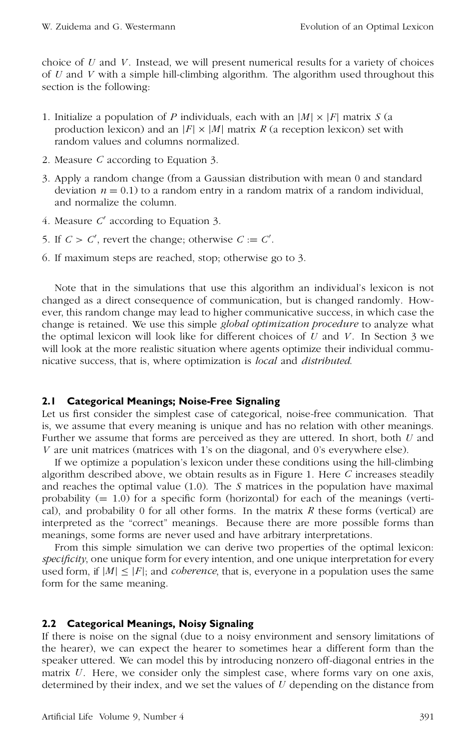choice of $U$ and $V$. Instead, we will present numerical results for a variety of choices of $U$ and $V$ with a simple hill-climbing algorithm. The algorithm used throughout this section is the following:

1. Initialize a population of $P$ individuals, each with an $|M| \times |F|$ matrix $S$ (a production lexicon) and an $|F| \times |M|$ matrix $R$ (a reception lexicon) set with random values and columns normalized.
2. Measure $C$ according to Equation 3.
3. Apply a random change (from a Gaussian distribution with mean 0 and standard deviation $n = 0.1$) to a random entry in a random matrix of a random individual, and normalize the column.
4. Measure $C'$ according to Equation 3.
5. If $C > C'$, revert the change; otherwise $C := C'$.
6. If maximum steps are reached, stop; otherwise go to 3.

Note that in the simulations that use this algorithm an individual's lexicon is not changed as a direct consequence of communication, but is changed randomly. However, this random change may lead to higher communicative success, in which case the change is retained. We use this simple *global optimization procedure* to analyze what the optimal lexicon will look like for different choices of $U$ and $V$. In Section 3 we will look at the more realistic situation where agents optimize their individual communicative success, that is, where optimization is *local* and *distributed*.

### 2.1 Categorical Meanings; Noise-Free Signaling

Let us first consider the simplest case of categorical, noise-free communication. That is, we assume that every meaning is unique and has no relation with other meanings. Further we assume that forms are perceived as they are uttered. In short, both $U$ and $V$ are unit matrices (matrices with 1's on the diagonal, and 0's everywhere else).

If we optimize a population's lexicon under these conditions using the hill-climbing algorithm described above, we obtain results as in Figure 1. Here $C$ increases steadily and reaches the optimal value (1.0). The $S$ matrices in the population have maximal probability (= 1.0) for a specific form (horizontal) for each of the meanings (vertical), and probability 0 for all other forms. In the matrix $R$ these forms (vertical) are interpreted as the "correct" meanings. Because there are more possible forms than meanings, some forms are never used and have arbitrary interpretations.

From this simple simulation we can derive two properties of the optimal lexicon: *specificity*, one unique form for every intention, and one unique interpretation for every used form, if $|M| \leq |F|$; and *coherence*, that is, everyone in a population uses the same form for the same meaning.

### 2.2 Categorical Meanings, Noisy Signaling

If there is noise on the signal (due to a noisy environment and sensory limitations of the hearer), we can expect the hearer to sometimes hear a different form than the speaker uttered. We can model this by introducing nonzero off-diagonal entries in the matrix $U$. Here, we consider only the simplest case, where forms vary on one axis, determined by their index, and we set the values of $U$ depending on the distance from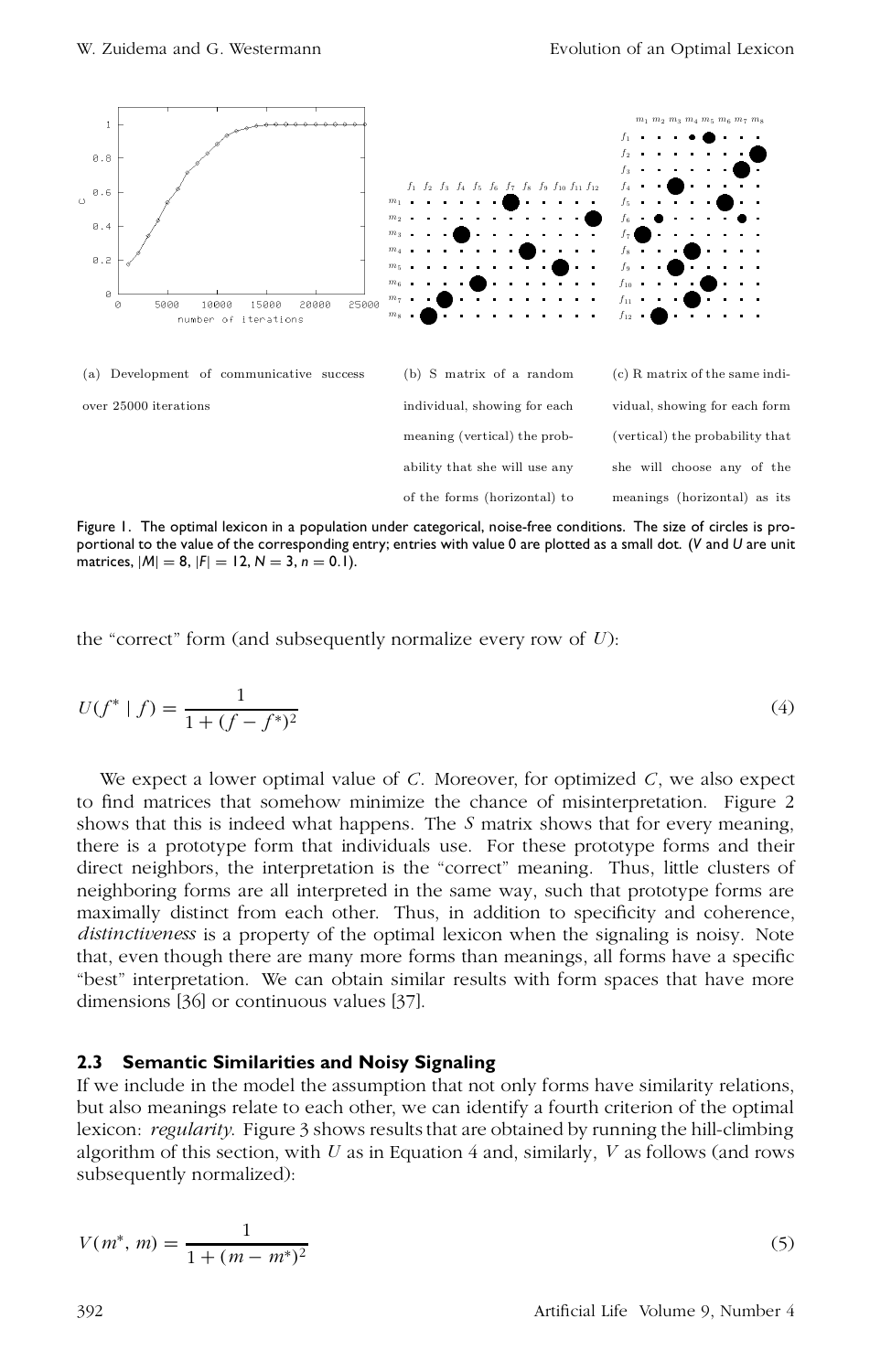(a) Development of communicative success over 25000 iterations

(b) S matrix of a random individual, showing for each meaning (vertical) the probability that she will use any of the forms (horizontal) to

(c) R matrix of the same individual, showing for each form (vertical) the probability that she will choose any of the meanings (horizontal) as its

Figure 1. The optimal lexicon in a population under categorical, noise-free conditions. The size of circles is proportional to the value of the corresponding entry; entries with value 0 are plotted as a small dot. ($V$ and $U$ are unit matrices, $|M| = 8$, $|F| = 12$, $N = 3$, $n = 0.1$).

the "correct" form (and subsequently normalize every row of $U$):

$$U(f^* \mid f) = \frac{1}{1 + (f - f^*)^2} \tag{4}$$

We expect a lower optimal value of $C$. Moreover, for optimized $C$, we also expect to find matrices that somehow minimize the chance of misinterpretation. Figure 2 shows that this is indeed what happens. The $S$ matrix shows that for every meaning, there is a prototype form that individuals use. For these prototype forms and their direct neighbors, the interpretation is the "correct" meaning. Thus, little clusters of neighboring forms are all interpreted in the same way, such that prototype forms are maximally distinct from each other. Thus, in addition to specificity and coherence, *distinctiveness* is a property of the optimal lexicon when the signaling is noisy. Note that, even though there are many more forms than meanings, all forms have a specific "best" interpretation. We can obtain similar results with form spaces that have more dimensions [36] or continuous values [37].

### 2.3 Semantic Similarities and Noisy Signaling

If we include in the model the assumption that not only forms have similarity relations, but also meanings relate to each other, we can identify a fourth criterion of the optimal lexicon: *regularity*. Figure 3 shows results that are obtained by running the hill-climbing algorithm of this section, with $U$ as in Equation 4 and, similarly, $V$ as follows (and rows subsequently normalized):

$$V(m^*, m) = \frac{1}{1 + (m - m^*)^2} \tag{5}$$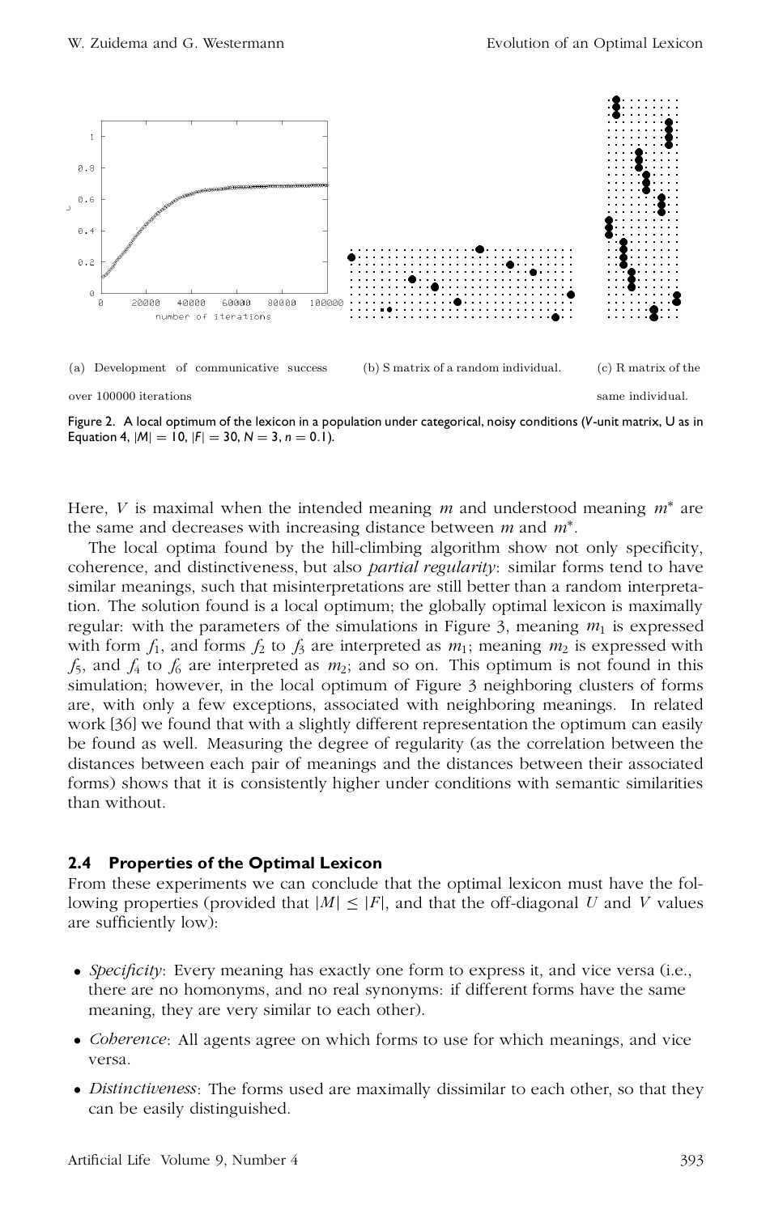(a) Development of communicative success over 100000 iterations

(b) S matrix of a random individual.

(c) R matrix of the same individual.

Figure 2. A local optimum of the lexicon in a population under categorical, noisy conditions ($V$-unit matrix, U as in Equation 4, $|M| = 10$, $|F| = 30$, $N = 3$, $n = 0.1$).

Here, $V$ is maximal when the intended meaning $m$ and understood meaning $m^*$ are the same and decreases with increasing distance between $m$ and $m^*$.

The local optima found by the hill-climbing algorithm show not only specificity, coherence, and distinctiveness, but also *partial regularity*: similar forms tend to have similar meanings, such that misinterpretations are still better than a random interpretation. The solution found is a local optimum; the globally optimal lexicon is maximally regular: with the parameters of the simulations in Figure 3, meaning $m_1$ is expressed with form $f_1$, and forms $f_2$ to $f_3$ are interpreted as $m_1$; meaning $m_2$ is expressed with $f_5$, and $f_4$ to $f_6$ are interpreted as $m_2$; and so on. This optimum is not found in this simulation; however, in the local optimum of Figure 3 neighboring clusters of forms are, with only a few exceptions, associated with neighboring meanings. In related work [36] we found that with a slightly different representation the optimum can easily be found as well. Measuring the degree of regularity (as the correlation between the distances between each pair of meanings and the distances between their associated forms) shows that it is consistently higher under conditions with semantic similarities than without.

### 2.4 Properties of the Optimal Lexicon

From these experiments we can conclude that the optimal lexicon must have the following properties (provided that $|M| \leq |F|$, and that the off-diagonal $U$ and $V$ values are sufficiently low):

- *Specificity*: Every meaning has exactly one form to express it, and vice versa (i.e., there are no homonyms, and no real synonyms: if different forms have the same meaning, they are very similar to each other).
- *Coherence*: All agents agree on which forms to use for which meanings, and vice versa.
- *Distinctiveness*: The forms used are maximally dissimilar to each other, so that they can be easily distinguished.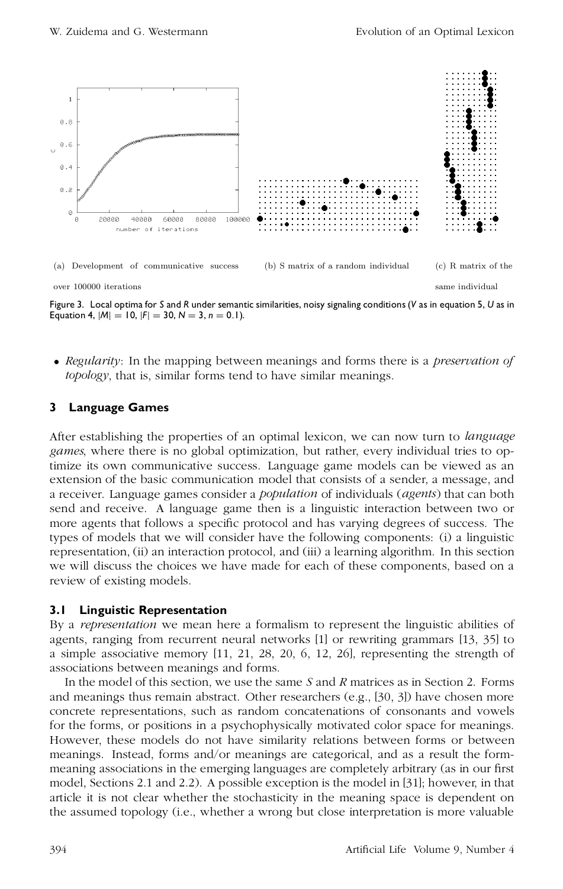(a) Development of communicative success over 100000 iterations

(b) S matrix of a random individual

(c) R matrix of the same individual

Figure 3. Local optima for *S* and *R* under semantic similarities, noisy signaling conditions (*V* as in equation 5, *U* as in Equation 4, $|M| = 10$, $|F| = 30$, $N = 3$, $n = 0.1$).

- *Regularity*: In the mapping between meanings and forms there is a *preservation of topology*, that is, similar forms tend to have similar meanings.

## 3 Language Games

After establishing the properties of an optimal lexicon, we can now turn to *language games*, where there is no global optimization, but rather, every individual tries to optimize its own communicative success. Language game models can be viewed as an extension of the basic communication model that consists of a sender, a message, and a receiver. Language games consider a *population* of individuals (*agents*) that can both send and receive. A language game then is a linguistic interaction between two or more agents that follows a specific protocol and has varying degrees of success. The types of models that we will consider have the following components: (i) a linguistic representation, (ii) an interaction protocol, and (iii) a learning algorithm. In this section we will discuss the choices we have made for each of these components, based on a review of existing models.

### 3.1 Linguistic Representation

By a *representation* we mean here a formalism to represent the linguistic abilities of agents, ranging from recurrent neural networks [1] or rewriting grammars [13, 35] to a simple associative memory [11, 21, 28, 20, 6, 12, 26], representing the strength of associations between meanings and forms.

In the model of this section, we use the same *S* and *R* matrices as in Section 2. Forms and meanings thus remain abstract. Other researchers (e.g., [30, 3]) have chosen more concrete representations, such as random concatenations of consonants and vowels for the forms, or positions in a psychophysically motivated color space for meanings. However, these models do not have similarity relations between forms or between meanings. Instead, forms and/or meanings are categorical, and as a result the form-meaning associations in the emerging languages are completely arbitrary (as in our first model, Sections 2.1 and 2.2). A possible exception is the model in [31]; however, in that article it is not clear whether the stochasticity in the meaning space is dependent on the assumed topology (i.e., whether a wrong but close interpretation is more valuable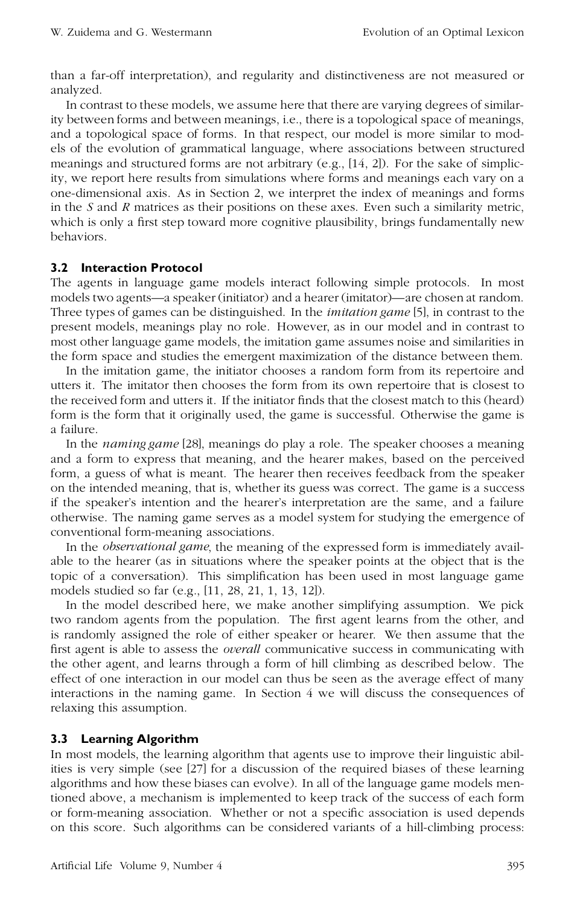than a far-off interpretation), and regularity and distinctiveness are not measured or analyzed.

In contrast to these models, we assume here that there are varying degrees of similarity between forms and between meanings, i.e., there is a topological space of meanings, and a topological space of forms. In that respect, our model is more similar to models of the evolution of grammatical language, where associations between structured meanings and structured forms are not arbitrary (e.g., [14, 2]). For the sake of simplicity, we report here results from simulations where forms and meanings each vary on a one-dimensional axis. As in Section 2, we interpret the index of meanings and forms in the *S* and *R* matrices as their positions on these axes. Even such a similarity metric, which is only a first step toward more cognitive plausibility, brings fundamentally new behaviors.

### 3.2 Interaction Protocol

The agents in language game models interact following simple protocols. In most models two agents—a speaker (initiator) and a hearer (imitator)—are chosen at random. Three types of games can be distinguished. In the *imitation game* [5], in contrast to the present models, meanings play no role. However, as in our model and in contrast to most other language game models, the imitation game assumes noise and similarities in the form space and studies the emergent maximization of the distance between them.

In the imitation game, the initiator chooses a random form from its repertoire and utters it. The imitator then chooses the form from its own repertoire that is closest to the received form and utters it. If the initiator finds that the closest match to this (heard) form is the form that it originally used, the game is successful. Otherwise the game is a failure.

In the *naming game* [28], meanings do play a role. The speaker chooses a meaning and a form to express that meaning, and the hearer makes, based on the perceived form, a guess of what is meant. The hearer then receives feedback from the speaker on the intended meaning, that is, whether its guess was correct. The game is a success if the speaker's intention and the hearer's interpretation are the same, and a failure otherwise. The naming game serves as a model system for studying the emergence of conventional form-meaning associations.

In the *observational game*, the meaning of the expressed form is immediately available to the hearer (as in situations where the speaker points at the object that is the topic of a conversation). This simplification has been used in most language game models studied so far (e.g., [11, 28, 21, 1, 13, 12]).

In the model described here, we make another simplifying assumption. We pick two random agents from the population. The first agent learns from the other, and is randomly assigned the role of either speaker or hearer. We then assume that the first agent is able to assess the *overall* communicative success in communicating with the other agent, and learns through a form of hill climbing as described below. The effect of one interaction in our model can thus be seen as the average effect of many interactions in the naming game. In Section 4 we will discuss the consequences of relaxing this assumption.

### 3.3 Learning Algorithm

In most models, the learning algorithm that agents use to improve their linguistic abilities is very simple (see [27] for a discussion of the required biases of these learning algorithms and how these biases can evolve). In all of the language game models mentioned above, a mechanism is implemented to keep track of the success of each form or form-meaning association. Whether or not a specific association is used depends on this score. Such algorithms can be considered variants of a hill-climbing process: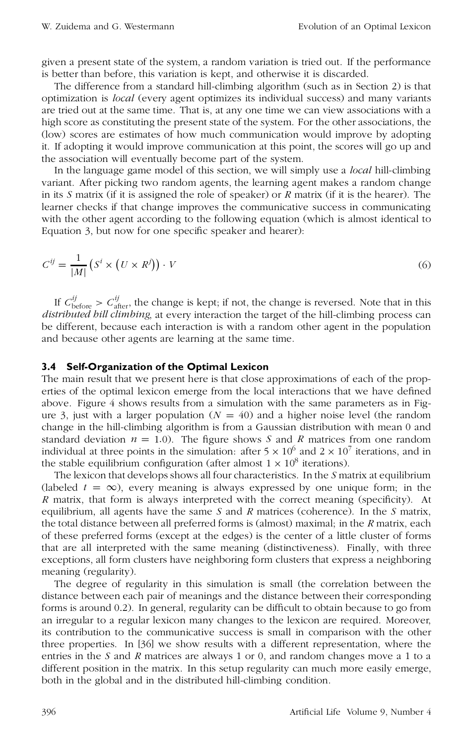given a present state of the system, a random variation is tried out. If the performance is better than before, this variation is kept, and otherwise it is discarded.

The difference from a standard hill-climbing algorithm (such as in Section 2) is that optimization is *local* (every agent optimizes its individual success) and many variants are tried out at the same time. That is, at any one time we can view associations with a high score as constituting the present state of the system. For the other associations, the (low) scores are estimates of how much communication would improve by adopting it. If adopting it would improve communication at this point, the scores will go up and the association will eventually become part of the system.

In the language game model of this section, we will simply use a *local* hill-climbing variant. After picking two random agents, the learning agent makes a random change in its $S$ matrix (if it is assigned the role of speaker) or $R$ matrix (if it is the hearer). The learner checks if that change improves the communicative success in communicating with the other agent according to the following equation (which is almost identical to Equation 3, but now for one specific speaker and hearer):

$$C^{ij} = \frac{1}{|M|}\left(S^{i} \times \left(U \times R^{j}\right)\right) \cdot V \tag{6}$$

If $C^{ij}_{\text{before}} > C^{ij}_{\text{after}}$, the change is kept; if not, the change is reversed. Note that in this *distributed hill climbing*, at every interaction the target of the hill-climbing process can be different, because each interaction is with a random other agent in the population and because other agents are learning at the same time.

### 3.4 Self-Organization of the Optimal Lexicon

The main result that we present here is that close approximations of each of the properties of the optimal lexicon emerge from the local interactions that we have defined above. Figure 4 shows results from a simulation with the same parameters as in Figure 3, just with a larger population ($N = 40$) and a higher noise level (the random change in the hill-climbing algorithm is from a Gaussian distribution with mean 0 and standard deviation $n = 1.0$). The figure shows $S$ and $R$ matrices from one random individual at three points in the simulation: after $5 \times 10^{6}$ and $2 \times 10^{7}$ iterations, and in the stable equilibrium configuration (after almost $1 \times 10^{8}$ iterations).

The lexicon that develops shows all four characteristics. In the $S$ matrix at equilibrium (labeled $t = \infty$), every meaning is always expressed by one unique form; in the $R$ matrix, that form is always interpreted with the correct meaning (specificity). At equilibrium, all agents have the same $S$ and $R$ matrices (coherence). In the $S$ matrix, the total distance between all preferred forms is (almost) maximal; in the $R$ matrix, each of these preferred forms (except at the edges) is the center of a little cluster of forms that are all interpreted with the same meaning (distinctiveness). Finally, with three exceptions, all form clusters have neighboring form clusters that express a neighboring meaning (regularity).

The degree of regularity in this simulation is small (the correlation between the distance between each pair of meanings and the distance between their corresponding forms is around 0.2). In general, regularity can be difficult to obtain because to go from an irregular to a regular lexicon many changes to the lexicon are required. Moreover, its contribution to the communicative success is small in comparison with the other three properties. In [36] we show results with a different representation, where the entries in the $S$ and $R$ matrices are always 1 or 0, and random changes move a 1 to a different position in the matrix. In this setup regularity can much more easily emerge, both in the global and in the distributed hill-climbing condition.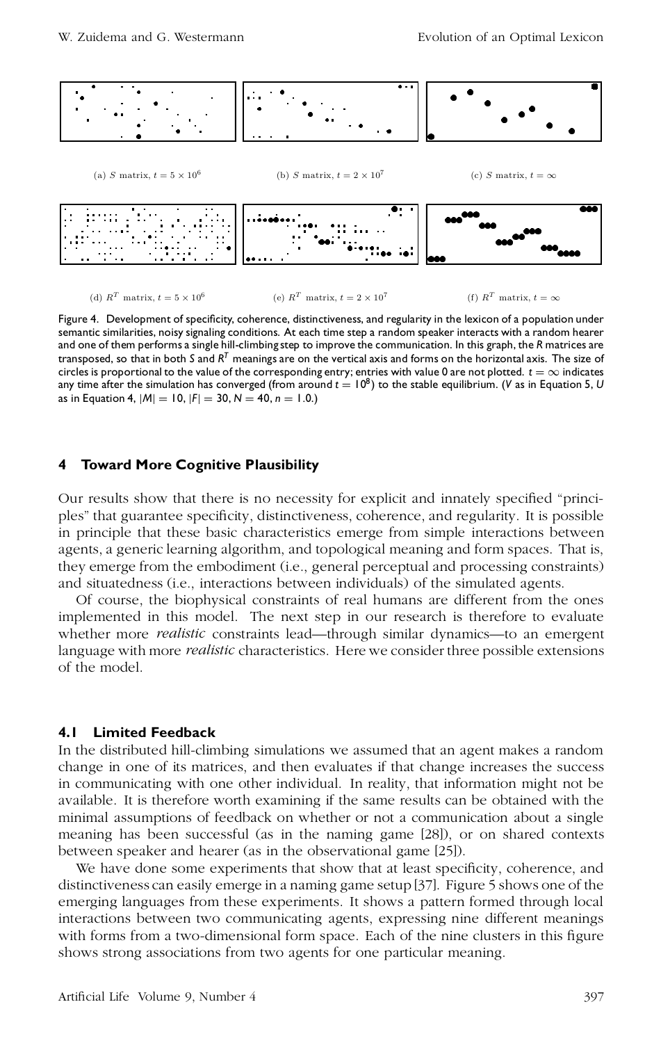(a) $S$ matrix, $t = 5 \times 10^6$

(b) $S$ matrix, $t = 2 \times 10^7$

(c) $S$ matrix, $t = \infty$

(d) $R^T$ matrix, $t = 5 \times 10^6$

(e) $R^T$ matrix, $t = 2 \times 10^7$

(f) $R^T$ matrix, $t = \infty$

Figure 4. Development of specificity, coherence, distinctiveness, and regularity in the lexicon of a population under semantic similarities, noisy signaling conditions. At each time step a random speaker interacts with a random hearer and one of them performs a single hill-climbing step to improve the communication. In this graph, the $R$ matrices are transposed, so that in both $S$ and $R^T$ meanings are on the vertical axis and forms on the horizontal axis. The size of circles is proportional to the value of the corresponding entry; entries with value 0 are not plotted. $t = \infty$ indicates any time after the simulation has converged (from around $t = 10^8$) to the stable equilibrium. ($V$ as in Equation 5, $U$ as in Equation 4, $|M| = 10$, $|F| = 30$, $N = 40$, $n = 1.0$.)

## 4 Toward More Cognitive Plausibility

Our results show that there is no necessity for explicit and innately specified "principles" that guarantee specificity, distinctiveness, coherence, and regularity. It is possible in principle that these basic characteristics emerge from simple interactions between agents, a generic learning algorithm, and topological meaning and form spaces. That is, they emerge from the embodiment (i.e., general perceptual and processing constraints) and situatedness (i.e., interactions between individuals) of the simulated agents.

Of course, the biophysical constraints of real humans are different from the ones implemented in this model. The next step in our research is therefore to evaluate whether more *realistic* constraints lead—through similar dynamics—to an emergent language with more *realistic* characteristics. Here we consider three possible extensions of the model.

### 4.1 Limited Feedback

In the distributed hill-climbing simulations we assumed that an agent makes a random change in one of its matrices, and then evaluates if that change increases the success in communicating with one other individual. In reality, that information might not be available. It is therefore worth examining if the same results can be obtained with the minimal assumptions of feedback on whether or not a communication about a single meaning has been successful (as in the naming game [28]), or on shared contexts between speaker and hearer (as in the observational game [25]).

We have done some experiments that show that at least specificity, coherence, and distinctiveness can easily emerge in a naming game setup [37]. Figure 5 shows one of the emerging languages from these experiments. It shows a pattern formed through local interactions between two communicating agents, expressing nine different meanings with forms from a two-dimensional form space. Each of the nine clusters in this figure shows strong associations from two agents for one particular meaning.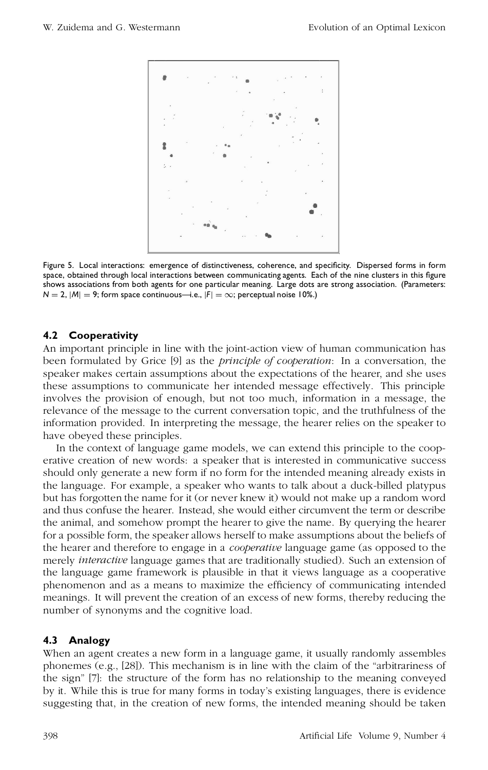Figure 5. Local interactions: emergence of distinctiveness, coherence, and specificity. Dispersed forms in form space, obtained through local interactions between communicating agents. Each of the nine clusters in this figure shows associations from both agents for one particular meaning. Large dots are strong association. (Parameters: $N = 2$, $|M| = 9$; form space continuous—i.e., $|F| = \infty$; perceptual noise 10%.)

### 4.2 Cooperativity

An important principle in line with the joint-action view of human communication has been formulated by Grice [9] as the *principle of cooperation*: In a conversation, the speaker makes certain assumptions about the expectations of the hearer, and she uses these assumptions to communicate her intended message effectively. This principle involves the provision of enough, but not too much, information in a message, the relevance of the message to the current conversation topic, and the truthfulness of the information provided. In interpreting the message, the hearer relies on the speaker to have obeyed these principles.

In the context of language game models, we can extend this principle to the cooperative creation of new words: a speaker that is interested in communicative success should only generate a new form if no form for the intended meaning already exists in the language. For example, a speaker who wants to talk about a duck-billed platypus but has forgotten the name for it (or never knew it) would not make up a random word and thus confuse the hearer. Instead, she would either circumvent the term or describe the animal, and somehow prompt the hearer to give the name. By querying the hearer for a possible form, the speaker allows herself to make assumptions about the beliefs of the hearer and therefore to engage in a *cooperative* language game (as opposed to the merely *interactive* language games that are traditionally studied). Such an extension of the language game framework is plausible in that it views language as a cooperative phenomenon and as a means to maximize the efficiency of communicating intended meanings. It will prevent the creation of an excess of new forms, thereby reducing the number of synonyms and the cognitive load.

### 4.3 Analogy

When an agent creates a new form in a language game, it usually randomly assembles phonemes (e.g., [28]). This mechanism is in line with the claim of the "arbitrariness of the sign" [7]: the structure of the form has no relationship to the meaning conveyed by it. While this is true for many forms in today's existing languages, there is evidence suggesting that, in the creation of new forms, the intended meaning should be taken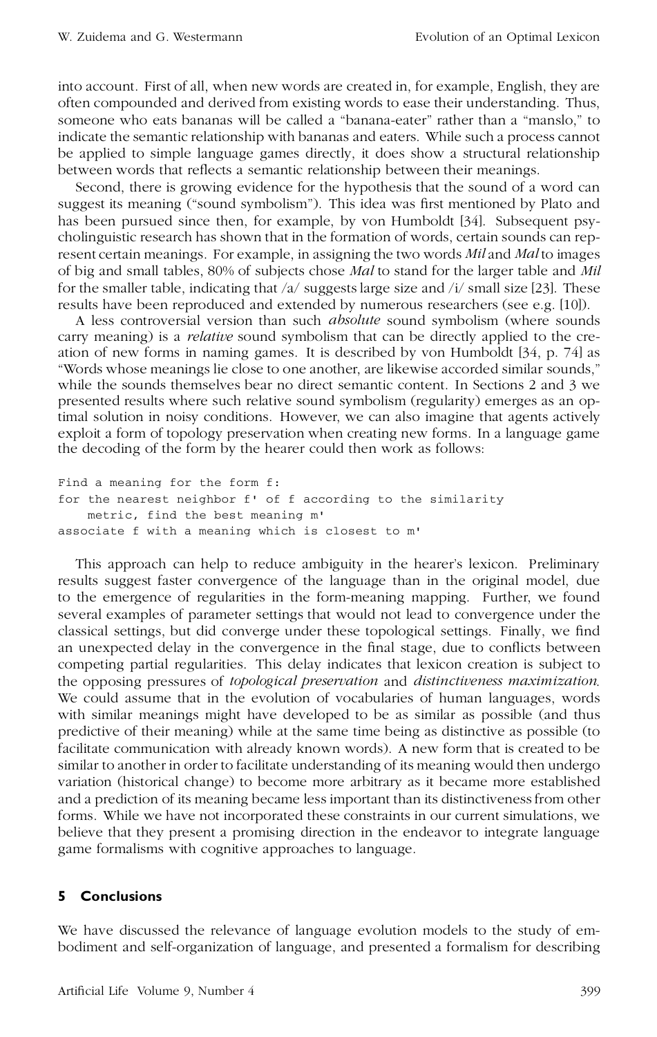into account. First of all, when new words are created in, for example, English, they are often compounded and derived from existing words to ease their understanding. Thus, someone who eats bananas will be called a "banana-eater" rather than a "manslo," to indicate the semantic relationship with bananas and eaters. While such a process cannot be applied to simple language games directly, it does show a structural relationship between words that reflects a semantic relationship between their meanings.

Second, there is growing evidence for the hypothesis that the sound of a word can suggest its meaning ("sound symbolism"). This idea was first mentioned by Plato and has been pursued since then, for example, by von Humboldt [34]. Subsequent psycholinguistic research has shown that in the formation of words, certain sounds can represent certain meanings. For example, in assigning the two words *Mil* and *Mal* to images of big and small tables, 80% of subjects chose *Mal* to stand for the larger table and *Mil* for the smaller table, indicating that /a/ suggests large size and /i/ small size [23]. These results have been reproduced and extended by numerous researchers (see e.g. [10]).

A less controversial version than such *absolute* sound symbolism (where sounds carry meaning) is a *relative* sound symbolism that can be directly applied to the creation of new forms in naming games. It is described by von Humboldt [34, p. 74] as "Words whose meanings lie close to one another, are likewise accorded similar sounds," while the sounds themselves bear no direct semantic content. In Sections 2 and 3 we presented results where such relative sound symbolism (regularity) emerges as an optimal solution in noisy conditions. However, we can also imagine that agents actively exploit a form of topology preservation when creating new forms. In a language game the decoding of the form by the hearer could then work as follows:

```
Find a meaning for the form f:
for the nearest neighbor f' of f according to the similarity
    metric, find the best meaning m'
associate f with a meaning which is closest to m'
```

This approach can help to reduce ambiguity in the hearer's lexicon. Preliminary results suggest faster convergence of the language than in the original model, due to the emergence of regularities in the form-meaning mapping. Further, we found several examples of parameter settings that would not lead to convergence under the classical settings, but did converge under these topological settings. Finally, we find an unexpected delay in the convergence in the final stage, due to conflicts between competing partial regularities. This delay indicates that lexicon creation is subject to the opposing pressures of *topological preservation* and *distinctiveness maximization*. We could assume that in the evolution of vocabularies of human languages, words with similar meanings might have developed to be as similar as possible (and thus predictive of their meaning) while at the same time being as distinctive as possible (to facilitate communication with already known words). A new form that is created to be similar to another in order to facilitate understanding of its meaning would then undergo variation (historical change) to become more arbitrary as it became more established and a prediction of its meaning became less important than its distinctiveness from other forms. While we have not incorporated these constraints in our current simulations, we believe that they present a promising direction in the endeavor to integrate language game formalisms with cognitive approaches to language.

## 5 Conclusions

We have discussed the relevance of language evolution models to the study of embodiment and self-organization of language, and presented a formalism for describing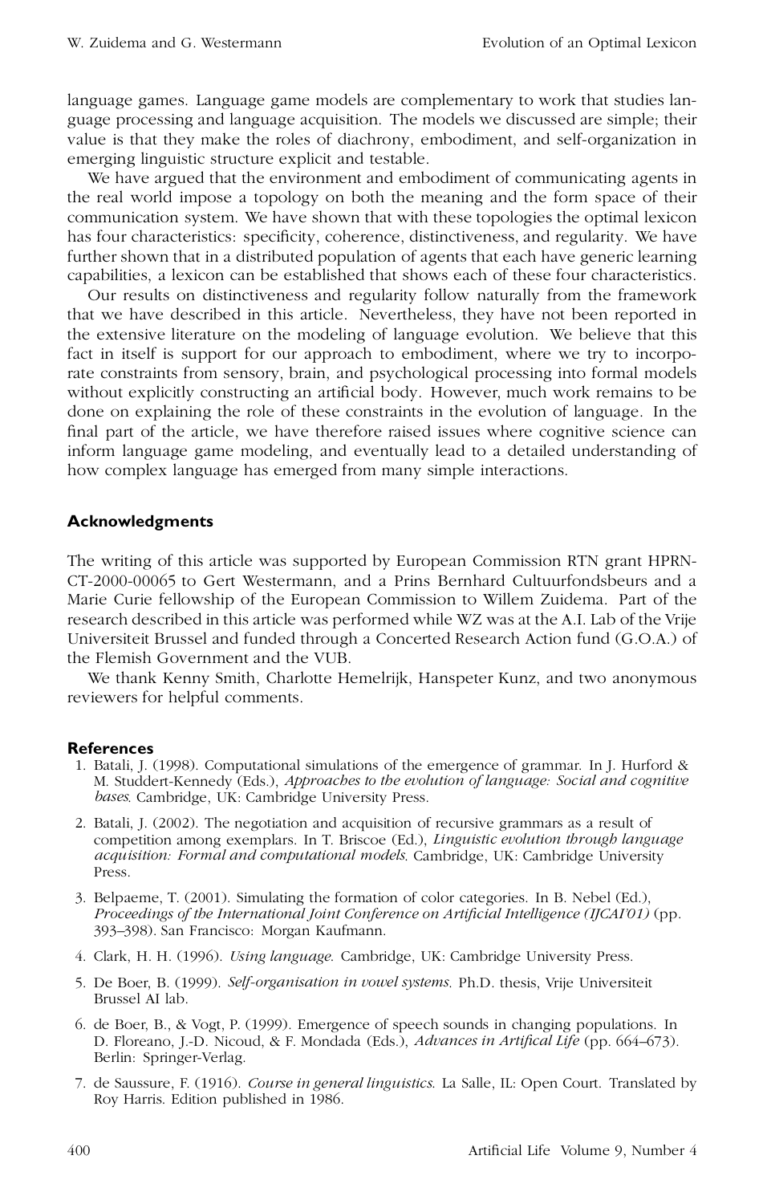language games. Language game models are complementary to work that studies language processing and language acquisition. The models we discussed are simple; their value is that they make the roles of diachrony, embodiment, and self-organization in emerging linguistic structure explicit and testable.

We have argued that the environment and embodiment of communicating agents in the real world impose a topology on both the meaning and the form space of their communication system. We have shown that with these topologies the optimal lexicon has four characteristics: specificity, coherence, distinctiveness, and regularity. We have further shown that in a distributed population of agents that each have generic learning capabilities, a lexicon can be established that shows each of these four characteristics.

Our results on distinctiveness and regularity follow naturally from the framework that we have described in this article. Nevertheless, they have not been reported in the extensive literature on the modeling of language evolution. We believe that this fact in itself is support for our approach to embodiment, where we try to incorporate constraints from sensory, brain, and psychological processing into formal models without explicitly constructing an artificial body. However, much work remains to be done on explaining the role of these constraints in the evolution of language. In the final part of the article, we have therefore raised issues where cognitive science can inform language game modeling, and eventually lead to a detailed understanding of how complex language has emerged from many simple interactions.

## Acknowledgments

The writing of this article was supported by European Commission RTN grant HPRN-CT-2000-00065 to Gert Westermann, and a Prins Bernhard Cultuurfondsbeurs and a Marie Curie fellowship of the European Commission to Willem Zuidema. Part of the research described in this article was performed while WZ was at the A.I. Lab of the Vrije Universiteit Brussel and funded through a Concerted Research Action fund (G.O.A.) of the Flemish Government and the VUB.

We thank Kenny Smith, Charlotte Hemelrijk, Hanspeter Kunz, and two anonymous reviewers for helpful comments.

## References

1. Batali, J. (1998). Computational simulations of the emergence of grammar. In J. Hurford & M. Studdert-Kennedy (Eds.), *Approaches to the evolution of language: Social and cognitive bases*. Cambridge, UK: Cambridge University Press.
2. Batali, J. (2002). The negotiation and acquisition of recursive grammars as a result of competition among exemplars. In T. Briscoe (Ed.), *Linguistic evolution through language acquisition: Formal and computational models*. Cambridge, UK: Cambridge University Press.
3. Belpaeme, T. (2001). Simulating the formation of color categories. In B. Nebel (Ed.), *Proceedings of the International Joint Conference on Artificial Intelligence (IJCAI'01)* (pp. 393–398). San Francisco: Morgan Kaufmann.
4. Clark, H. H. (1996). *Using language*. Cambridge, UK: Cambridge University Press.
5. De Boer, B. (1999). *Self-organisation in vowel systems*. Ph.D. thesis, Vrije Universiteit Brussel AI lab.
6. de Boer, B., & Vogt, P. (1999). Emergence of speech sounds in changing populations. In D. Floreano, J.-D. Nicoud, & F. Mondada (Eds.), *Advances in Artifical Life* (pp. 664–673). Berlin: Springer-Verlag.
7. de Saussure, F. (1916). *Course in general linguistics*. La Salle, IL: Open Court. Translated by Roy Harris. Edition published in 1986.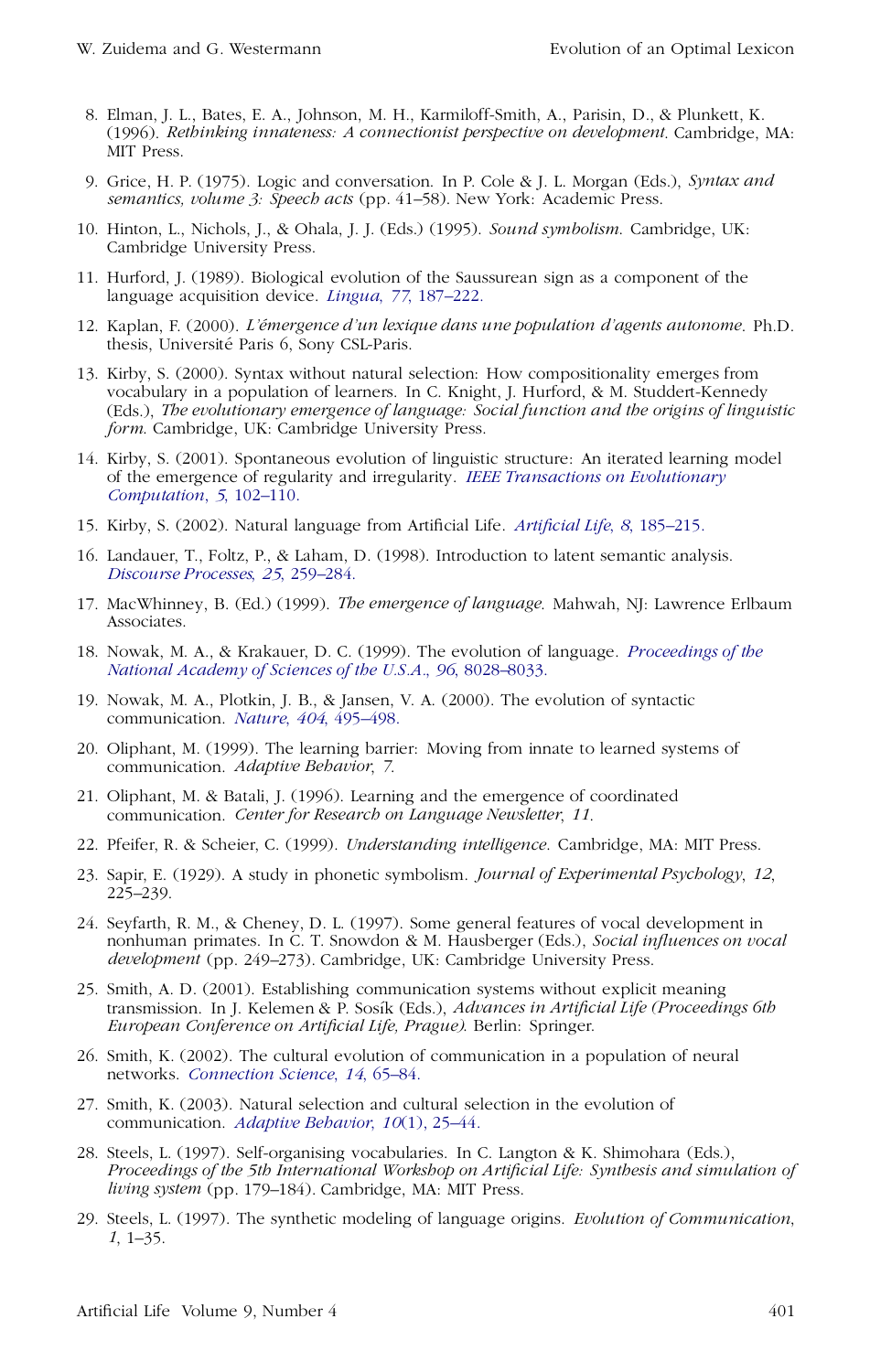8. Elman, J. L., Bates, E. A., Johnson, M. H., Karmiloff-Smith, A., Parisin, D., & Plunkett, K. (1996). *Rethinking innateness: A connectionist perspective on development.* Cambridge, MA: MIT Press.

9. Grice, H. P. (1975). Logic and conversation. In P. Cole & J. L. Morgan (Eds.), *Syntax and semantics, volume 3: Speech acts* (pp. 41–58). New York: Academic Press.

10. Hinton, L., Nichols, J., & Ohala, J. J. (Eds.) (1995). *Sound symbolism.* Cambridge, UK: Cambridge University Press.

11. Hurford, J. (1989). Biological evolution of the Saussurean sign as a component of the language acquisition device. *Lingua, 77*, 187–222.

12. Kaplan, F. (2000). *L'émergence d'un lexique dans une population d'agents autonome.* Ph.D. thesis, Université Paris 6, Sony CSL-Paris.

13. Kirby, S. (2000). Syntax without natural selection: How compositionality emerges from vocabulary in a population of learners. In C. Knight, J. Hurford, & M. Studdert-Kennedy (Eds.), *The evolutionary emergence of language: Social function and the origins of linguistic form.* Cambridge, UK: Cambridge University Press.

14. Kirby, S. (2001). Spontaneous evolution of linguistic structure: An iterated learning model of the emergence of regularity and irregularity. *IEEE Transactions on Evolutionary Computation*, *5*, 102–110.

15. Kirby, S. (2002). Natural language from Artificial Life. *Artificial Life*, *8*, 185–215.

16. Landauer, T., Foltz, P., & Laham, D. (1998). Introduction to latent semantic analysis. *Discourse Processes*, *25*, 259–284.

17. MacWhinney, B. (Ed.) (1999). *The emergence of language.* Mahwah, NJ: Lawrence Erlbaum Associates.

18. Nowak, M. A., & Krakauer, D. C. (1999). The evolution of language. *Proceedings of the National Academy of Sciences of the U.S.A.*, *96*, 8028–8033.

19. Nowak, M. A., Plotkin, J. B., & Jansen, V. A. (2000). The evolution of syntactic communication. *Nature*, *404*, 495–498.

20. Oliphant, M. (1999). The learning barrier: Moving from innate to learned systems of communication. *Adaptive Behavior*, *7*.

21. Oliphant, M. & Batali, J. (1996). Learning and the emergence of coordinated communication. *Center for Research on Language Newsletter*, *11*.

22. Pfeifer, R. & Scheier, C. (1999). *Understanding intelligence.* Cambridge, MA: MIT Press.

23. Sapir, E. (1929). A study in phonetic symbolism. *Journal of Experimental Psychology*, *12*, 225–239.

24. Seyfarth, R. M., & Cheney, D. L. (1997). Some general features of vocal development in nonhuman primates. In C. T. Snowdon & M. Hausberger (Eds.), *Social influences on vocal development* (pp. 249–273). Cambridge, UK: Cambridge University Press.

25. Smith, A. D. (2001). Establishing communication systems without explicit meaning transmission. In J. Kelemen & P. Sosík (Eds.), *Advances in Artificial Life (Proceedings 6th European Conference on Artificial Life, Prague).* Berlin: Springer.

26. Smith, K. (2002). The cultural evolution of communication in a population of neural networks. *Connection Science*, *14*, 65–84.

27. Smith, K. (2003). Natural selection and cultural selection in the evolution of communication. *Adaptive Behavior*, *10*(1), 25–44.

28. Steels, L. (1997). Self-organising vocabularies. In C. Langton & K. Shimohara (Eds.), *Proceedings of the 5th International Workshop on Artificial Life: Synthesis and simulation of living system* (pp. 179–184). Cambridge, MA: MIT Press.

29. Steels, L. (1997). The synthetic modeling of language origins. *Evolution of Communication*, *1*, 1–35.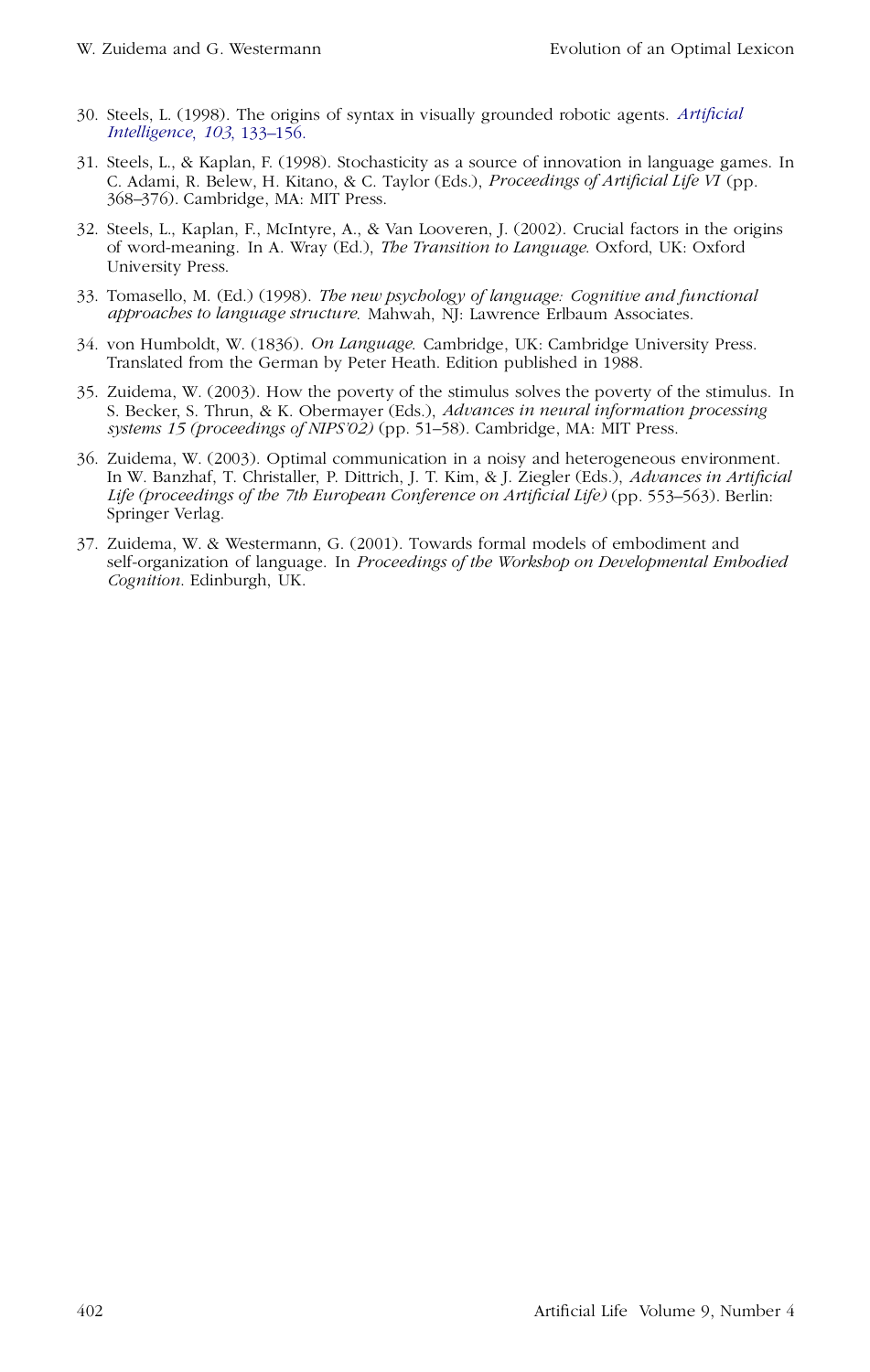30. Steels, L. (1998). The origins of syntax in visually grounded robotic agents. *Artificial Intelligence, 103*, 133–156.

31. Steels, L., & Kaplan, F. (1998). Stochasticity as a source of innovation in language games. In C. Adami, R. Belew, H. Kitano, & C. Taylor (Eds.), *Proceedings of Artificial Life VI* (pp. 368–376). Cambridge, MA: MIT Press.

32. Steels, L., Kaplan, F., McIntyre, A., & Van Looveren, J. (2002). Crucial factors in the origins of word-meaning. In A. Wray (Ed.), *The Transition to Language*. Oxford, UK: Oxford University Press.

33. Tomasello, M. (Ed.) (1998). *The new psychology of language: Cognitive and functional approaches to language structure*. Mahwah, NJ: Lawrence Erlbaum Associates.

34. von Humboldt, W. (1836). *On Language*. Cambridge, UK: Cambridge University Press. Translated from the German by Peter Heath. Edition published in 1988.

35. Zuidema, W. (2003). How the poverty of the stimulus solves the poverty of the stimulus. In S. Becker, S. Thrun, & K. Obermayer (Eds.), *Advances in neural information processing systems 15 (proceedings of NIPS'02)* (pp. 51–58). Cambridge, MA: MIT Press.

36. Zuidema, W. (2003). Optimal communication in a noisy and heterogeneous environment. In W. Banzhaf, T. Christaller, P. Dittrich, J. T. Kim, & J. Ziegler (Eds.), *Advances in Artificial Life (proceedings of the 7th European Conference on Artificial Life)* (pp. 553–563). Berlin: Springer Verlag.

37. Zuidema, W. & Westermann, G. (2001). Towards formal models of embodiment and self-organization of language. In *Proceedings of the Workshop on Developmental Embodied Cognition*. Edinburgh, UK.